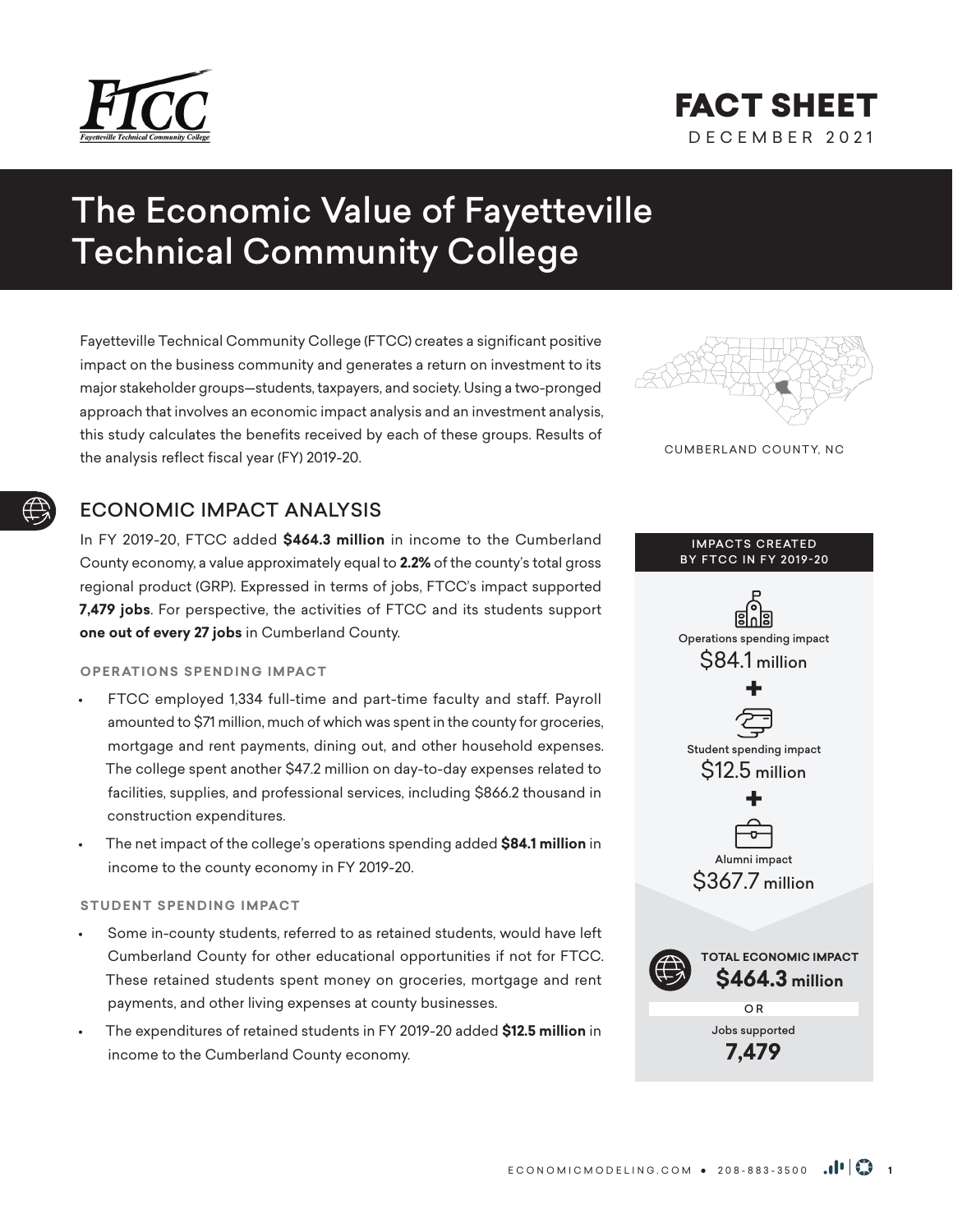FTCC
Fayetteville Technical Community College

# FACT SHEET

DECEMBER 2021

# The Economic Value of Fayetteville Technical Community College

Fayetteville Technical Community College (FTCC) creates a significant positive impact on the business community and generates a return on investment to its major stakeholder groups—students, taxpayers, and society. Using a two-pronged approach that involves an economic impact analysis and an investment analysis, this study calculates the benefits received by each of these groups. Results of the analysis reflect fiscal year (FY) 2019-20.

CUMBERLAND COUNTY, NC

## ECONOMIC IMPACT ANALYSIS

In FY 2019-20, FTCC added **$464.3 million** in income to the Cumberland County economy, a value approximately equal to **2.2%** of the county's total gross regional product (GRP). Expressed in terms of jobs, FTCC's impact supported **7,479 jobs**. For perspective, the activities of FTCC and its students support **one out of every 27 jobs** in Cumberland County.

### OPERATIONS SPENDING IMPACT

- FTCC employed 1,334 full-time and part-time faculty and staff. Payroll amounted to $71 million, much of which was spent in the county for groceries, mortgage and rent payments, dining out, and other household expenses. The college spent another $47.2 million on day-to-day expenses related to facilities, supplies, and professional services, including $866.2 thousand in construction expenditures.
- The net impact of the college's operations spending added **$84.1 million** in income to the county economy in FY 2019-20.

### STUDENT SPENDING IMPACT

- Some in-county students, referred to as retained students, would have left Cumberland County for other educational opportunities if not for FTCC. These retained students spent money on groceries, mortgage and rent payments, and other living expenses at county businesses.
- The expenditures of retained students in FY 2019-20 added **$12.5 million** in income to the Cumberland County economy.

**IMPACTS CREATED BY FTCC IN FY 2019-20**

Operations spending impact
$84.1 million

+

Student spending impact
$12.5 million

+

Alumni impact
$367.7 million

**TOTAL ECONOMIC IMPACT**
**$464.3 million**

OR

Jobs supported
**7,479**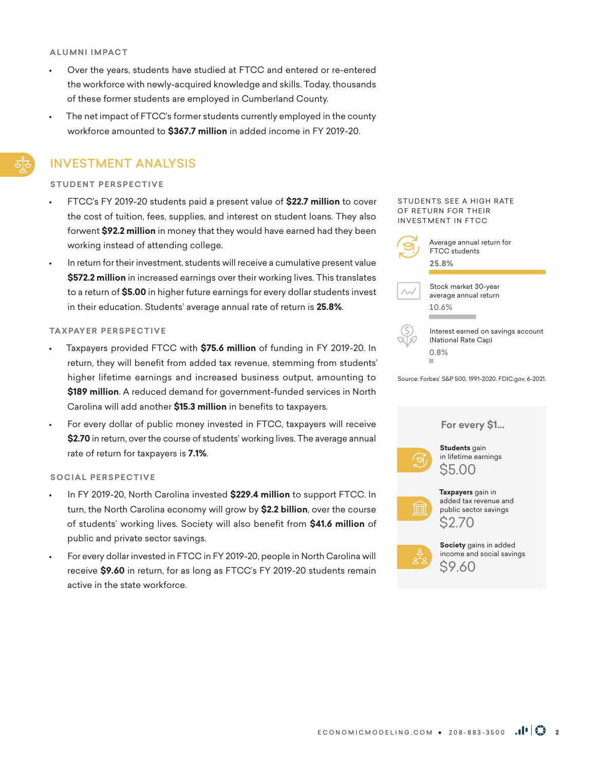### ALUMNI IMPACT

- Over the years, students have studied at FTCC and entered or re-entered the workforce with newly-acquired knowledge and skills. Today, thousands of these former students are employed in Cumberland County.
- The net impact of FTCC's former students currently employed in the county workforce amounted to **$367.7 million** in added income in FY 2019-20.

## INVESTMENT ANALYSIS

### STUDENT PERSPECTIVE

- FTCC's FY 2019-20 students paid a present value of **$22.7 million** to cover the cost of tuition, fees, supplies, and interest on student loans. They also forwent **$92.2 million** in money that they would have earned had they been working instead of attending college.
- In return for their investment, students will receive a cumulative present value **$572.2 million** in increased earnings over their working lives. This translates to a return of **$5.00** in higher future earnings for every dollar students invest in their education. Students' average annual rate of return is **25.8%**.

### TAXPAYER PERSPECTIVE

- Taxpayers provided FTCC with **$75.6 million** of funding in FY 2019-20. In return, they will benefit from added tax revenue, stemming from students' higher lifetime earnings and increased business output, amounting to **$189 million**. A reduced demand for government-funded services in North Carolina will add another **$15.3 million** in benefits to taxpayers.
- For every dollar of public money invested in FTCC, taxpayers will receive **$2.70** in return, over the course of students' working lives. The average annual rate of return for taxpayers is **7.1%**.

### SOCIAL PERSPECTIVE

- In FY 2019-20, North Carolina invested **$229.4 million** to support FTCC. In turn, the North Carolina economy will grow by **$2.2 billion**, over the course of students' working lives. Society will also benefit from **$41.6 million** of public and private sector savings.
- For every dollar invested in FTCC in FY 2019-20, people in North Carolina will receive **$9.60** in return, for as long as FTCC's FY 2019-20 students remain active in the state workforce.

STUDENTS SEE A HIGH RATE OF RETURN FOR THEIR INVESTMENT IN FTCC

Average annual return for FTCC students
25.8%

Stock market 30-year average annual return
10.6%

Interest earned on savings account (National Rate Cap)
0.8%

Source: Forbes' S&P 500, 1991-2020. FDIC.gov, 6-2021.

**For every $1...**

**Students** gain in lifetime earnings
$5.00

**Taxpayers** gain in added tax revenue and public sector savings
$2.70

**Society** gains in added income and social savings
$9.60